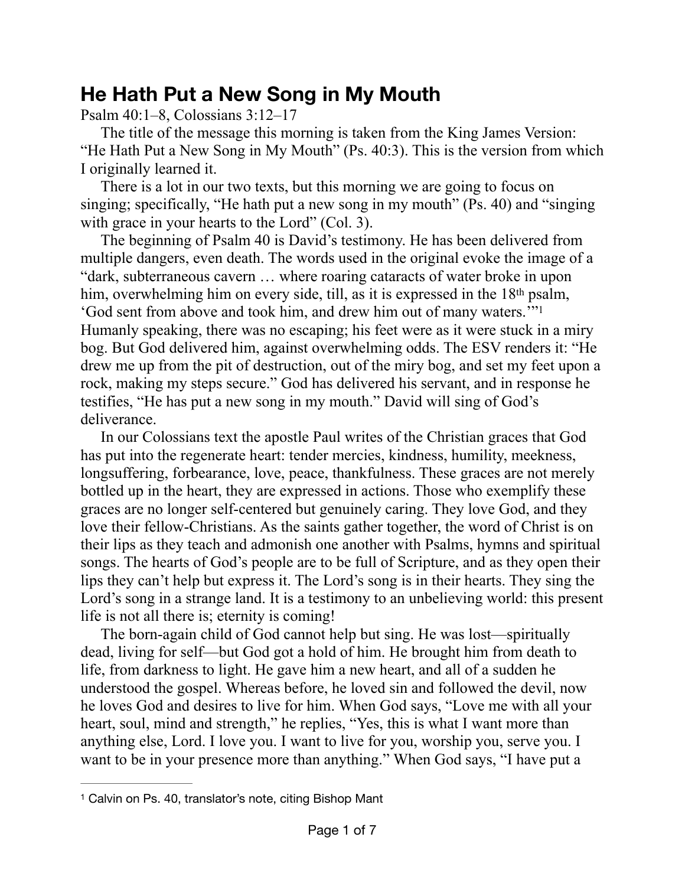# He Hath Put a New Song in My Mouth

Psalm 40:1–8, Colossians 3:12–17

The title of the message this morning is taken from the King James Version: "He Hath Put a New Song in My Mouth" (Ps. 40:3). This is the version from which I originally learned it.

There is a lot in our two texts, but this morning we are going to focus on singing; specifically, "He hath put a new song in my mouth" (Ps. 40) and "singing with grace in your hearts to the Lord" (Col. 3).

The beginning of Psalm 40 is David's testimony. He has been delivered from multiple dangers, even death. The words used in the original evoke the image of a "dark, subterraneous cavern … where roaring cataracts of water broke in upon him, overwhelming him on every side, till, as it is expressed in the 18th psalm, 'God sent from above and took him, and drew him out of many waters.'"[1] Humanly speaking, there was no escaping; his feet were as it were stuck in a miry bog. But God delivered him, against overwhelming odds. The ESV renders it: "He drew me up from the pit of destruction, out of the miry bog, and set my feet upon a rock, making my steps secure." God has delivered his servant, and in response he testifies, "He has put a new song in my mouth." David will sing of God's deliverance.

In our Colossians text the apostle Paul writes of the Christian graces that God has put into the regenerate heart: tender mercies, kindness, humility, meekness, longsuffering, forbearance, love, peace, thankfulness. These graces are not merely bottled up in the heart, they are expressed in actions. Those who exemplify these graces are no longer self-centered but genuinely caring. They love God, and they love their fellow-Christians. As the saints gather together, the word of Christ is on their lips as they teach and admonish one another with Psalms, hymns and spiritual songs. The hearts of God's people are to be full of Scripture, and as they open their lips they can't help but express it. The Lord's song is in their hearts. They sing the Lord's song in a strange land. It is a testimony to an unbelieving world: this present life is not all there is; eternity is coming!

The born-again child of God cannot help but sing. He was lost—spiritually dead, living for self—but God got a hold of him. He brought him from death to life, from darkness to light. He gave him a new heart, and all of a sudden he understood the gospel. Whereas before, he loved sin and followed the devil, now he loves God and desires to live for him. When God says, "Love me with all your heart, soul, mind and strength," he replies, "Yes, this is what I want more than anything else, Lord. I love you. I want to live for you, worship you, serve you. I want to be in your presence more than anything." When God says, "I have put a

---

[1] Calvin on Ps. 40, translator's note, citing Bishop Mant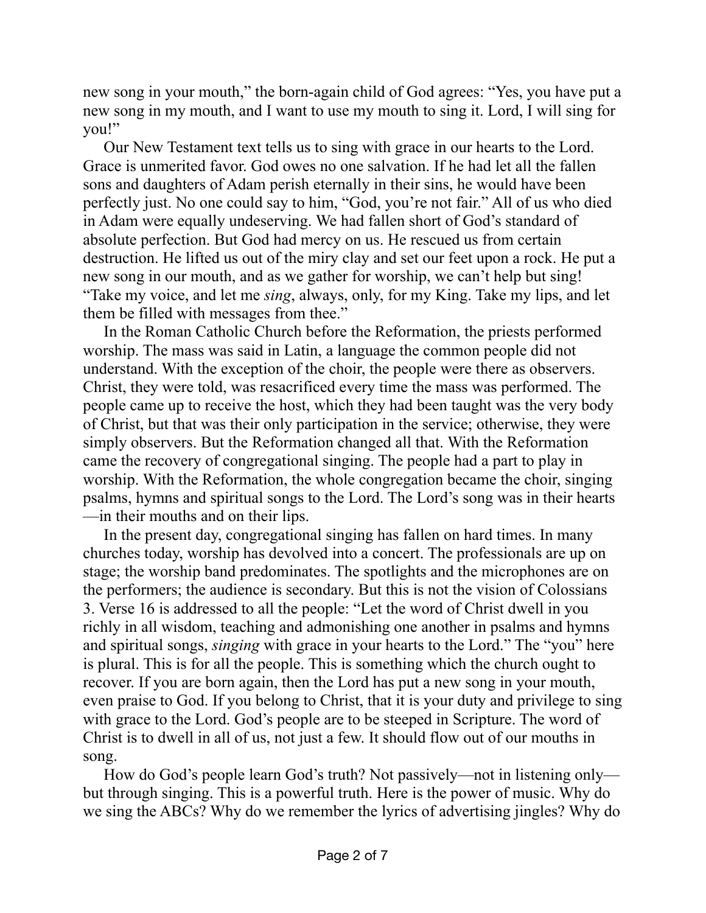new song in your mouth," the born-again child of God agrees: "Yes, you have put a new song in my mouth, and I want to use my mouth to sing it. Lord, I will sing for you!"

Our New Testament text tells us to sing with grace in our hearts to the Lord. Grace is unmerited favor. God owes no one salvation. If he had let all the fallen sons and daughters of Adam perish eternally in their sins, he would have been perfectly just. No one could say to him, "God, you're not fair." All of us who died in Adam were equally undeserving. We had fallen short of God's standard of absolute perfection. But God had mercy on us. He rescued us from certain destruction. He lifted us out of the miry clay and set our feet upon a rock. He put a new song in our mouth, and as we gather for worship, we can't help but sing! "Take my voice, and let me *sing*, always, only, for my King. Take my lips, and let them be filled with messages from thee."

In the Roman Catholic Church before the Reformation, the priests performed worship. The mass was said in Latin, a language the common people did not understand. With the exception of the choir, the people were there as observers. Christ, they were told, was resacrificed every time the mass was performed. The people came up to receive the host, which they had been taught was the very body of Christ, but that was their only participation in the service; otherwise, they were simply observers. But the Reformation changed all that. With the Reformation came the recovery of congregational singing. The people had a part to play in worship. With the Reformation, the whole congregation became the choir, singing psalms, hymns and spiritual songs to the Lord. The Lord's song was in their hearts—in their mouths and on their lips.

In the present day, congregational singing has fallen on hard times. In many churches today, worship has devolved into a concert. The professionals are up on stage; the worship band predominates. The spotlights and the microphones are on the performers; the audience is secondary. But this is not the vision of Colossians 3. Verse 16 is addressed to all the people: "Let the word of Christ dwell in you richly in all wisdom, teaching and admonishing one another in psalms and hymns and spiritual songs, *singing* with grace in your hearts to the Lord." The "you" here is plural. This is for all the people. This is something which the church ought to recover. If you are born again, then the Lord has put a new song in your mouth, even praise to God. If you belong to Christ, that it is your duty and privilege to sing with grace to the Lord. God's people are to be steeped in Scripture. The word of Christ is to dwell in all of us, not just a few. It should flow out of our mouths in song.

How do God's people learn God's truth? Not passively—not in listening only—but through singing. This is a powerful truth. Here is the power of music. Why do we sing the ABCs? Why do we remember the lyrics of advertising jingles? Why do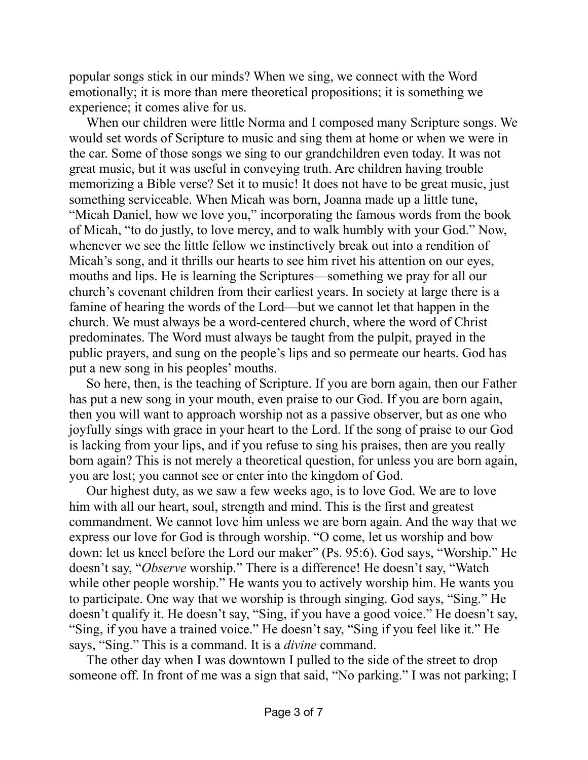popular songs stick in our minds? When we sing, we connect with the Word emotionally; it is more than mere theoretical propositions; it is something we experience; it comes alive for us.

When our children were little Norma and I composed many Scripture songs. We would set words of Scripture to music and sing them at home or when we were in the car. Some of those songs we sing to our grandchildren even today. It was not great music, but it was useful in conveying truth. Are children having trouble memorizing a Bible verse? Set it to music! It does not have to be great music, just something serviceable. When Micah was born, Joanna made up a little tune, "Micah Daniel, how we love you," incorporating the famous words from the book of Micah, "to do justly, to love mercy, and to walk humbly with your God." Now, whenever we see the little fellow we instinctively break out into a rendition of Micah's song, and it thrills our hearts to see him rivet his attention on our eyes, mouths and lips. He is learning the Scriptures—something we pray for all our church's covenant children from their earliest years. In society at large there is a famine of hearing the words of the Lord—but we cannot let that happen in the church. We must always be a word-centered church, where the word of Christ predominates. The Word must always be taught from the pulpit, prayed in the public prayers, and sung on the people's lips and so permeate our hearts. God has put a new song in his peoples' mouths.

So here, then, is the teaching of Scripture. If you are born again, then our Father has put a new song in your mouth, even praise to our God. If you are born again, then you will want to approach worship not as a passive observer, but as one who joyfully sings with grace in your heart to the Lord. If the song of praise to our God is lacking from your lips, and if you refuse to sing his praises, then are you really born again? This is not merely a theoretical question, for unless you are born again, you are lost; you cannot see or enter into the kingdom of God.

Our highest duty, as we saw a few weeks ago, is to love God. We are to love him with all our heart, soul, strength and mind. This is the first and greatest commandment. We cannot love him unless we are born again. And the way that we express our love for God is through worship. "O come, let us worship and bow down: let us kneel before the Lord our maker" (Ps. 95:6). God says, "Worship." He doesn't say, "*Observe* worship." There is a difference! He doesn't say, "Watch while other people worship." He wants you to actively worship him. He wants you to participate. One way that we worship is through singing. God says, "Sing." He doesn't qualify it. He doesn't say, "Sing, if you have a good voice." He doesn't say, "Sing, if you have a trained voice." He doesn't say, "Sing if you feel like it." He says, "Sing." This is a command. It is a *divine* command.

The other day when I was downtown I pulled to the side of the street to drop someone off. In front of me was a sign that said, "No parking." I was not parking; I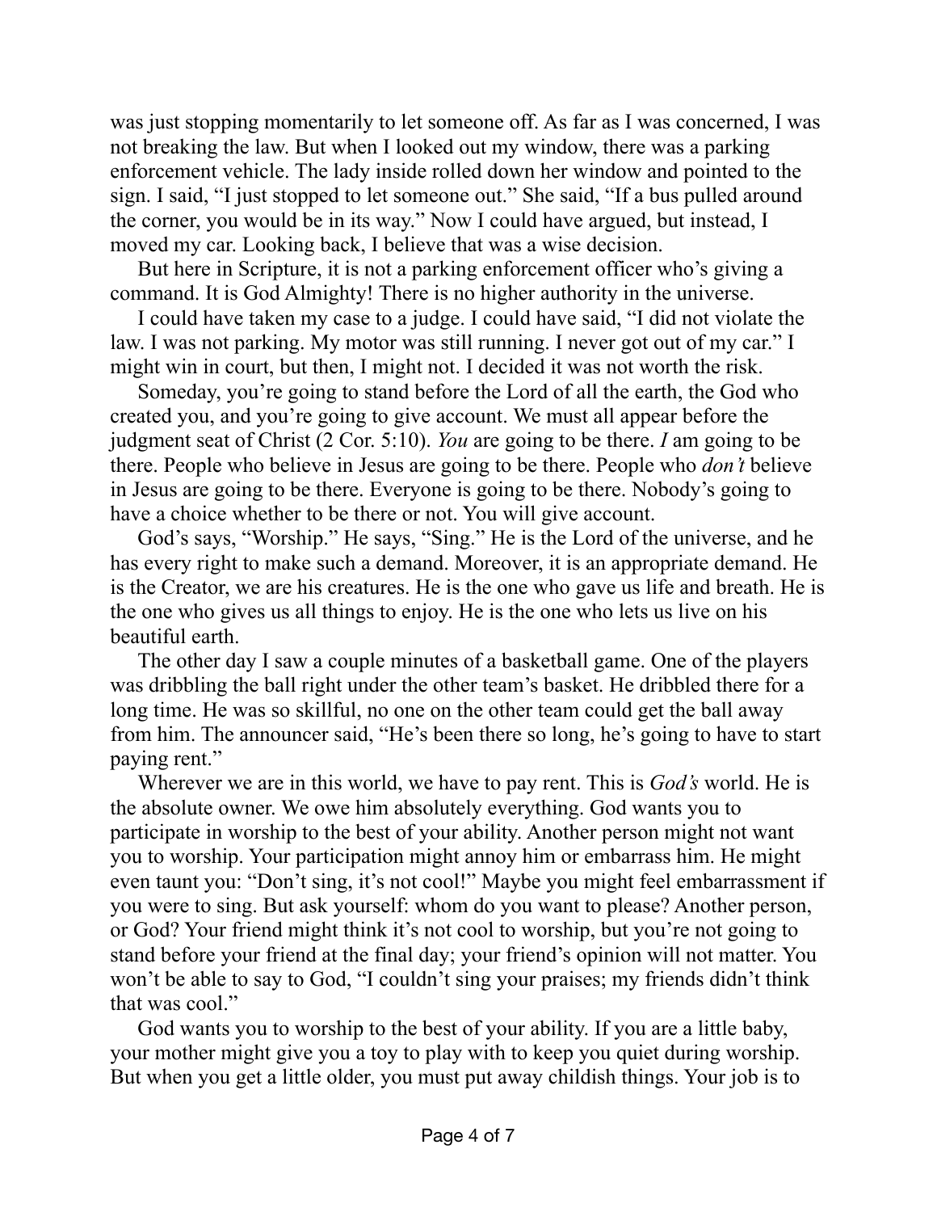was just stopping momentarily to let someone off. As far as I was concerned, I was not breaking the law. But when I looked out my window, there was a parking enforcement vehicle. The lady inside rolled down her window and pointed to the sign. I said, "I just stopped to let someone out." She said, "If a bus pulled around the corner, you would be in its way." Now I could have argued, but instead, I moved my car. Looking back, I believe that was a wise decision.

But here in Scripture, it is not a parking enforcement officer who's giving a command. It is God Almighty! There is no higher authority in the universe.

I could have taken my case to a judge. I could have said, "I did not violate the law. I was not parking. My motor was still running. I never got out of my car." I might win in court, but then, I might not. I decided it was not worth the risk.

Someday, you're going to stand before the Lord of all the earth, the God who created you, and you're going to give account. We must all appear before the judgment seat of Christ (2 Cor. 5:10). *You* are going to be there. *I* am going to be there. People who believe in Jesus are going to be there. People who *don't* believe in Jesus are going to be there. Everyone is going to be there. Nobody's going to have a choice whether to be there or not. You will give account.

God's says, "Worship." He says, "Sing." He is the Lord of the universe, and he has every right to make such a demand. Moreover, it is an appropriate demand. He is the Creator, we are his creatures. He is the one who gave us life and breath. He is the one who gives us all things to enjoy. He is the one who lets us live on his beautiful earth.

The other day I saw a couple minutes of a basketball game. One of the players was dribbling the ball right under the other team's basket. He dribbled there for a long time. He was so skillful, no one on the other team could get the ball away from him. The announcer said, "He's been there so long, he's going to have to start paying rent."

Wherever we are in this world, we have to pay rent. This is *God's* world. He is the absolute owner. We owe him absolutely everything. God wants you to participate in worship to the best of your ability. Another person might not want you to worship. Your participation might annoy him or embarrass him. He might even taunt you: "Don't sing, it's not cool!" Maybe you might feel embarrassment if you were to sing. But ask yourself: whom do you want to please? Another person, or God? Your friend might think it's not cool to worship, but you're not going to stand before your friend at the final day; your friend's opinion will not matter. You won't be able to say to God, "I couldn't sing your praises; my friends didn't think that was cool."

God wants you to worship to the best of your ability. If you are a little baby, your mother might give you a toy to play with to keep you quiet during worship. But when you get a little older, you must put away childish things. Your job is to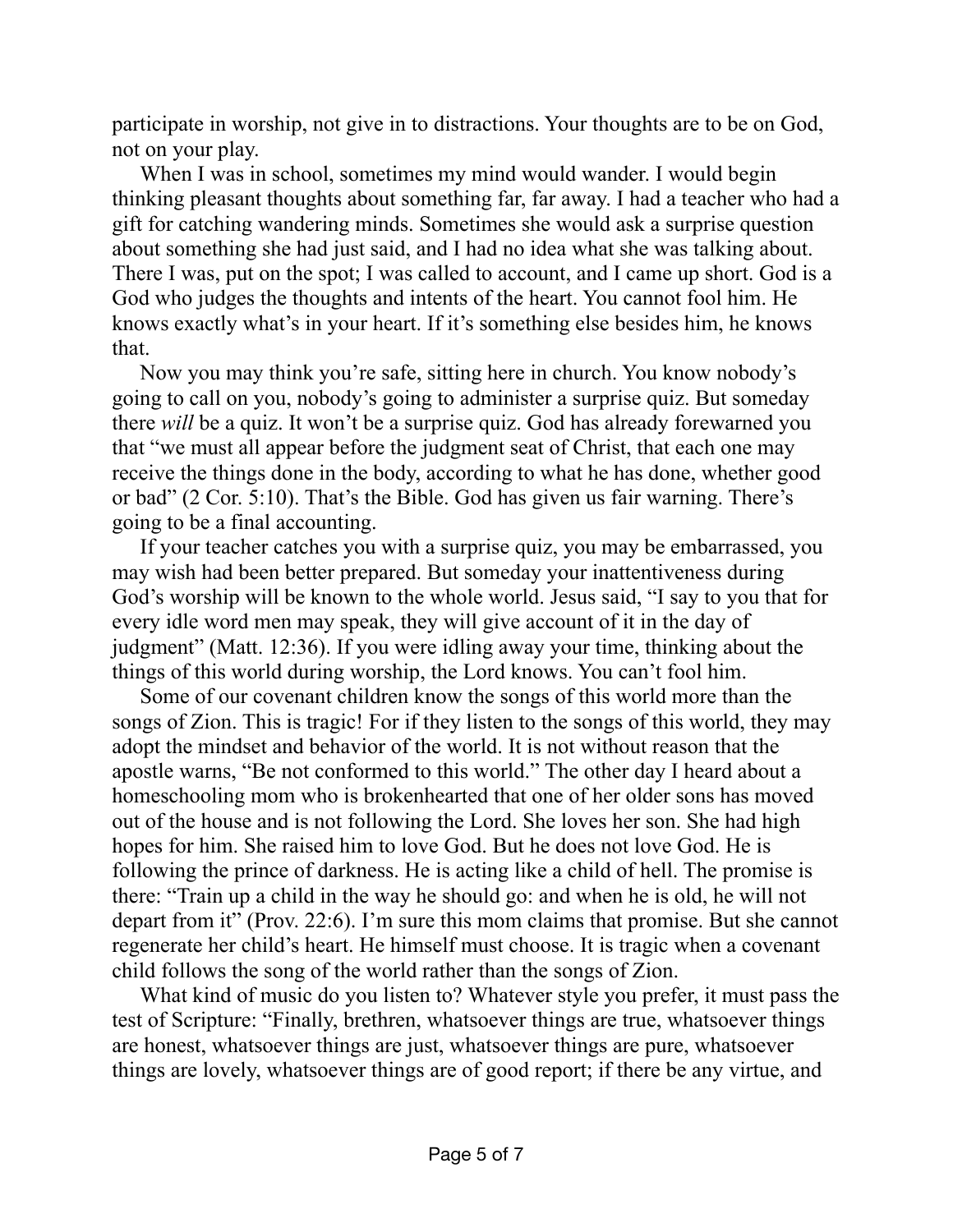participate in worship, not give in to distractions. Your thoughts are to be on God, not on your play.

When I was in school, sometimes my mind would wander. I would begin thinking pleasant thoughts about something far, far away. I had a teacher who had a gift for catching wandering minds. Sometimes she would ask a surprise question about something she had just said, and I had no idea what she was talking about. There I was, put on the spot; I was called to account, and I came up short. God is a God who judges the thoughts and intents of the heart. You cannot fool him. He knows exactly what's in your heart. If it's something else besides him, he knows that.

Now you may think you're safe, sitting here in church. You know nobody's going to call on you, nobody's going to administer a surprise quiz. But someday there *will* be a quiz. It won't be a surprise quiz. God has already forewarned you that "we must all appear before the judgment seat of Christ, that each one may receive the things done in the body, according to what he has done, whether good or bad" (2 Cor. 5:10). That's the Bible. God has given us fair warning. There's going to be a final accounting.

If your teacher catches you with a surprise quiz, you may be embarrassed, you may wish had been better prepared. But someday your inattentiveness during God's worship will be known to the whole world. Jesus said, "I say to you that for every idle word men may speak, they will give account of it in the day of judgment" (Matt. 12:36). If you were idling away your time, thinking about the things of this world during worship, the Lord knows. You can't fool him.

Some of our covenant children know the songs of this world more than the songs of Zion. This is tragic! For if they listen to the songs of this world, they may adopt the mindset and behavior of the world. It is not without reason that the apostle warns, "Be not conformed to this world." The other day I heard about a homeschooling mom who is brokenhearted that one of her older sons has moved out of the house and is not following the Lord. She loves her son. She had high hopes for him. She raised him to love God. But he does not love God. He is following the prince of darkness. He is acting like a child of hell. The promise is there: "Train up a child in the way he should go: and when he is old, he will not depart from it" (Prov. 22:6). I'm sure this mom claims that promise. But she cannot regenerate her child's heart. He himself must choose. It is tragic when a covenant child follows the song of the world rather than the songs of Zion.

What kind of music do you listen to? Whatever style you prefer, it must pass the test of Scripture: "Finally, brethren, whatsoever things are true, whatsoever things are honest, whatsoever things are just, whatsoever things are pure, whatsoever things are lovely, whatsoever things are of good report; if there be any virtue, and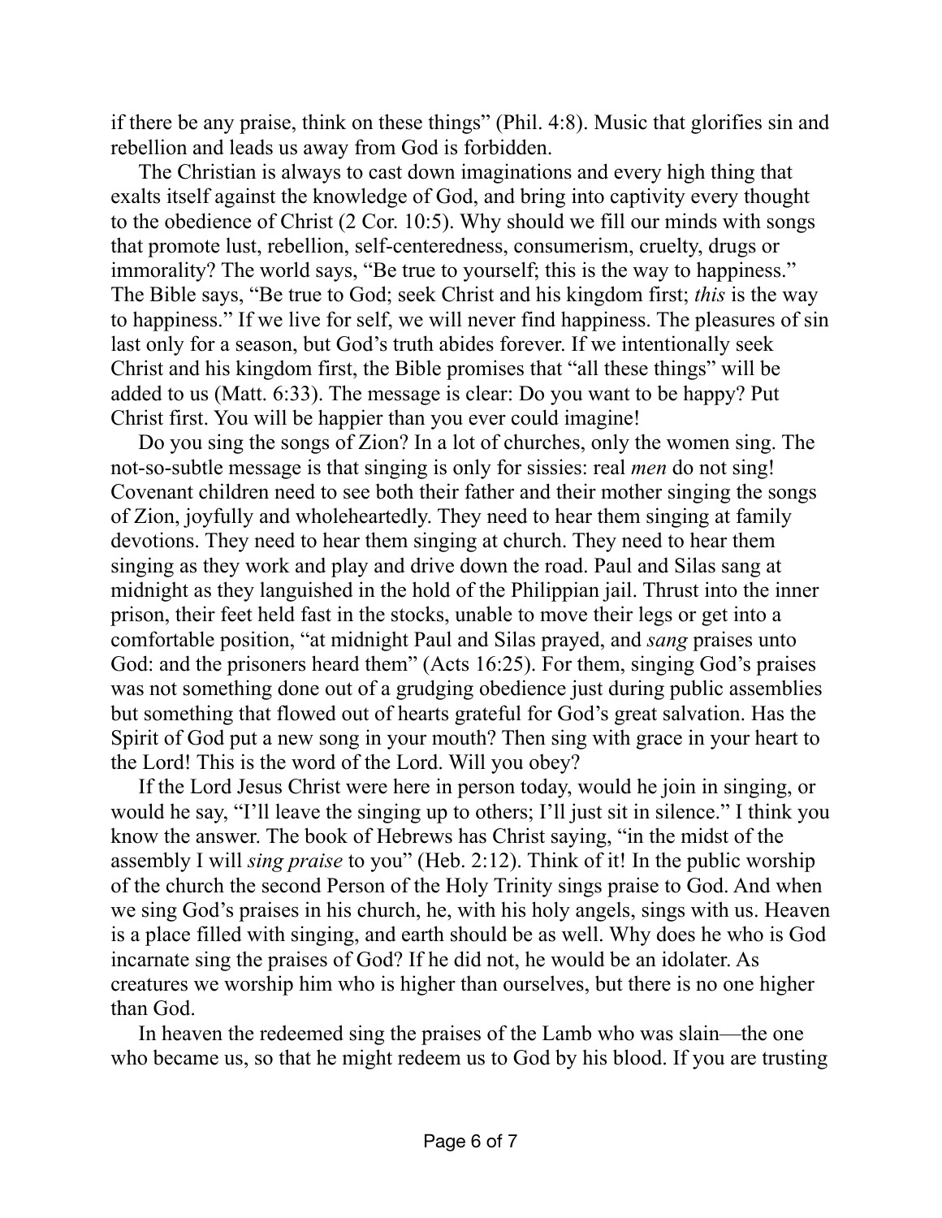if there be any praise, think on these things" (Phil. 4:8). Music that glorifies sin and rebellion and leads us away from God is forbidden.

The Christian is always to cast down imaginations and every high thing that exalts itself against the knowledge of God, and bring into captivity every thought to the obedience of Christ (2 Cor. 10:5). Why should we fill our minds with songs that promote lust, rebellion, self-centeredness, consumerism, cruelty, drugs or immorality? The world says, "Be true to yourself; this is the way to happiness." The Bible says, "Be true to God; seek Christ and his kingdom first; *this* is the way to happiness." If we live for self, we will never find happiness. The pleasures of sin last only for a season, but God's truth abides forever. If we intentionally seek Christ and his kingdom first, the Bible promises that "all these things" will be added to us (Matt. 6:33). The message is clear: Do you want to be happy? Put Christ first. You will be happier than you ever could imagine!

Do you sing the songs of Zion? In a lot of churches, only the women sing. The not-so-subtle message is that singing is only for sissies: real *men* do not sing! Covenant children need to see both their father and their mother singing the songs of Zion, joyfully and wholeheartedly. They need to hear them singing at family devotions. They need to hear them singing at church. They need to hear them singing as they work and play and drive down the road. Paul and Silas sang at midnight as they languished in the hold of the Philippian jail. Thrust into the inner prison, their feet held fast in the stocks, unable to move their legs or get into a comfortable position, "at midnight Paul and Silas prayed, and *sang* praises unto God: and the prisoners heard them" (Acts 16:25). For them, singing God's praises was not something done out of a grudging obedience just during public assemblies but something that flowed out of hearts grateful for God's great salvation. Has the Spirit of God put a new song in your mouth? Then sing with grace in your heart to the Lord! This is the word of the Lord. Will you obey?

If the Lord Jesus Christ were here in person today, would he join in singing, or would he say, "I'll leave the singing up to others; I'll just sit in silence." I think you know the answer. The book of Hebrews has Christ saying, "in the midst of the assembly I will *sing praise* to you" (Heb. 2:12). Think of it! In the public worship of the church the second Person of the Holy Trinity sings praise to God. And when we sing God's praises in his church, he, with his holy angels, sings with us. Heaven is a place filled with singing, and earth should be as well. Why does he who is God incarnate sing the praises of God? If he did not, he would be an idolater. As creatures we worship him who is higher than ourselves, but there is no one higher than God.

In heaven the redeemed sing the praises of the Lamb who was slain—the one who became us, so that he might redeem us to God by his blood. If you are trusting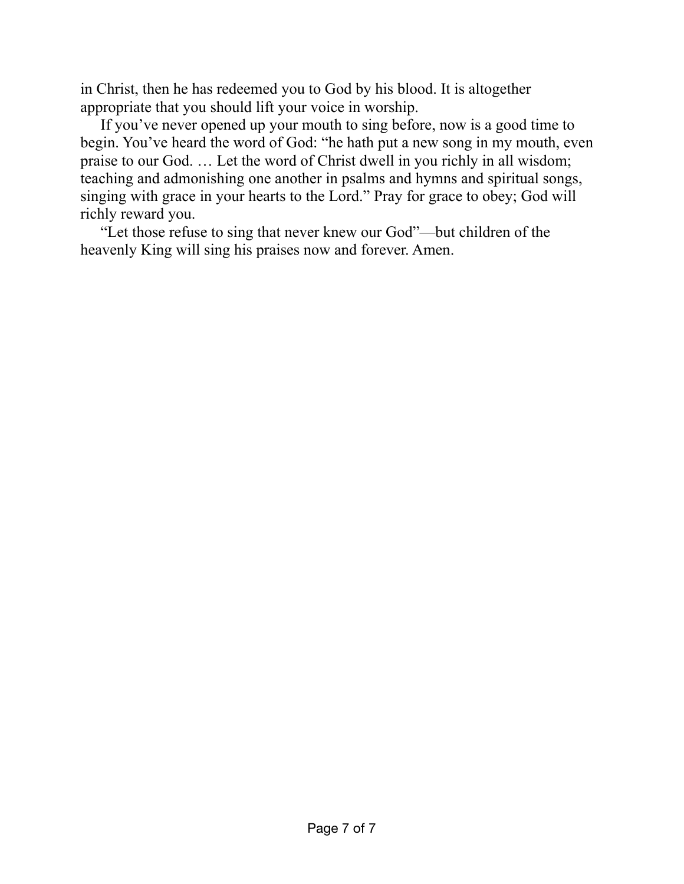in Christ, then he has redeemed you to God by his blood. It is altogether appropriate that you should lift your voice in worship.

If you’ve never opened up your mouth to sing before, now is a good time to begin. You’ve heard the word of God: “he hath put a new song in my mouth, even praise to our God. … Let the word of Christ dwell in you richly in all wisdom; teaching and admonishing one another in psalms and hymns and spiritual songs, singing with grace in your hearts to the Lord.” Pray for grace to obey; God will richly reward you.

“Let those refuse to sing that never knew our God”—but children of the heavenly King will sing his praises now and forever. Amen.